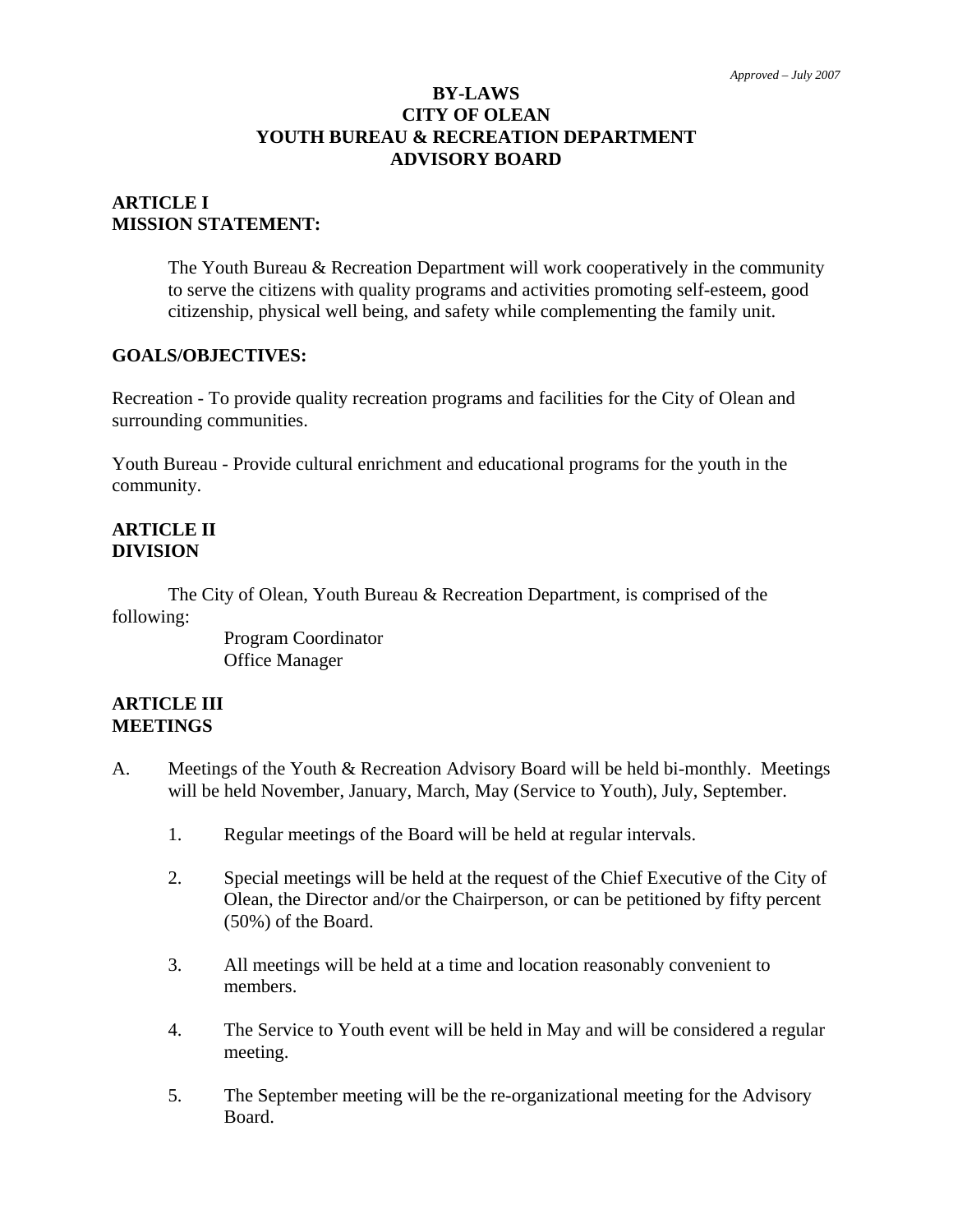*Approved – July 2007*

# BY-LAWS
# CITY OF OLEAN
# YOUTH BUREAU & RECREATION DEPARTMENT
# ADVISORY BOARD

## ARTICLE I
## MISSION STATEMENT:

The Youth Bureau & Recreation Department will work cooperatively in the community to serve the citizens with quality programs and activities promoting self-esteem, good citizenship, physical well being, and safety while complementing the family unit.

## GOALS/OBJECTIVES:

Recreation - To provide quality recreation programs and facilities for the City of Olean and surrounding communities.

Youth Bureau - Provide cultural enrichment and educational programs for the youth in the community.

## ARTICLE II
## DIVISION

The City of Olean, Youth Bureau & Recreation Department, is comprised of the following:

Program Coordinator
Office Manager

## ARTICLE III
## MEETINGS

A. Meetings of the Youth & Recreation Advisory Board will be held bi-monthly. Meetings will be held November, January, March, May (Service to Youth), July, September.

   1. Regular meetings of the Board will be held at regular intervals.

   2. Special meetings will be held at the request of the Chief Executive of the City of Olean, the Director and/or the Chairperson, or can be petitioned by fifty percent (50%) of the Board.

   3. All meetings will be held at a time and location reasonably convenient to members.

   4. The Service to Youth event will be held in May and will be considered a regular meeting.

   5. The September meeting will be the re-organizational meeting for the Advisory Board.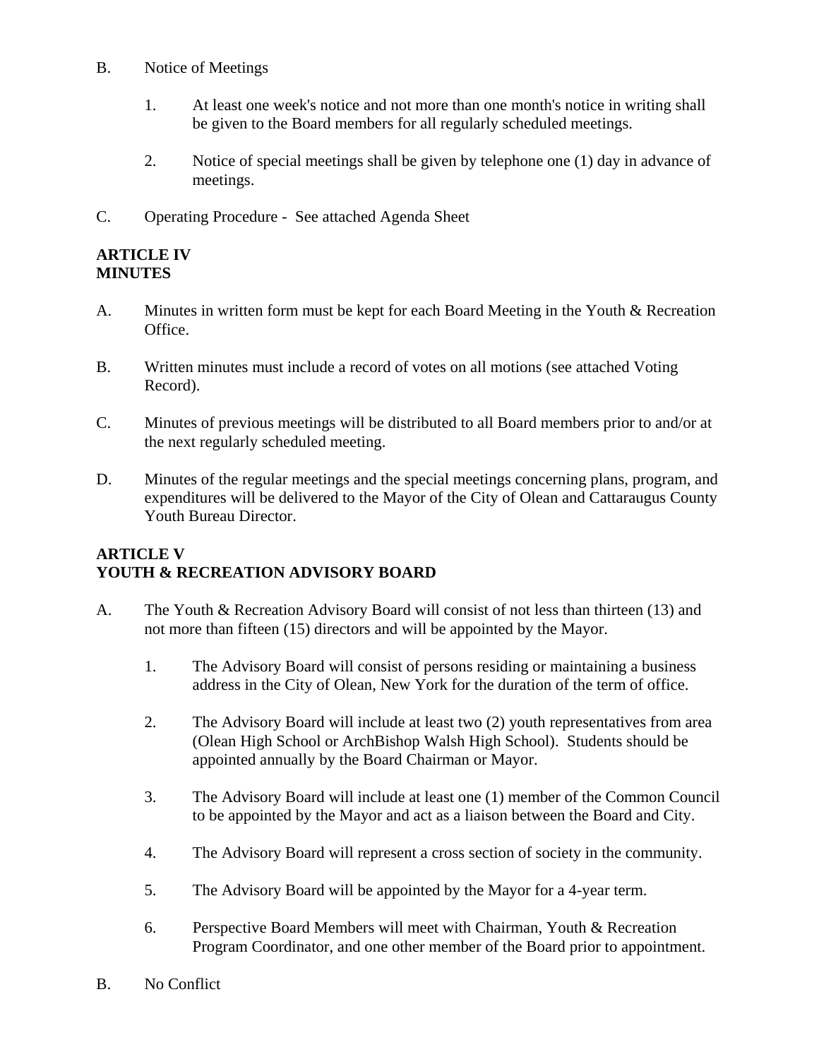B. Notice of Meetings

1. At least one week's notice and not more than one month's notice in writing shall be given to the Board members for all regularly scheduled meetings.

2. Notice of special meetings shall be given by telephone one (1) day in advance of meetings.

C. Operating Procedure - See attached Agenda Sheet

**ARTICLE IV**
**MINUTES**

A. Minutes in written form must be kept for each Board Meeting in the Youth & Recreation Office.

B. Written minutes must include a record of votes on all motions (see attached Voting Record).

C. Minutes of previous meetings will be distributed to all Board members prior to and/or at the next regularly scheduled meeting.

D. Minutes of the regular meetings and the special meetings concerning plans, program, and expenditures will be delivered to the Mayor of the City of Olean and Cattaraugus County Youth Bureau Director.

**ARTICLE V**
**YOUTH & RECREATION ADVISORY BOARD**

A. The Youth & Recreation Advisory Board will consist of not less than thirteen (13) and not more than fifteen (15) directors and will be appointed by the Mayor.

1. The Advisory Board will consist of persons residing or maintaining a business address in the City of Olean, New York for the duration of the term of office.

2. The Advisory Board will include at least two (2) youth representatives from area (Olean High School or ArchBishop Walsh High School). Students should be appointed annually by the Board Chairman or Mayor.

3. The Advisory Board will include at least one (1) member of the Common Council to be appointed by the Mayor and act as a liaison between the Board and City.

4. The Advisory Board will represent a cross section of society in the community.

5. The Advisory Board will be appointed by the Mayor for a 4-year term.

6. Perspective Board Members will meet with Chairman, Youth & Recreation Program Coordinator, and one other member of the Board prior to appointment.

B. No Conflict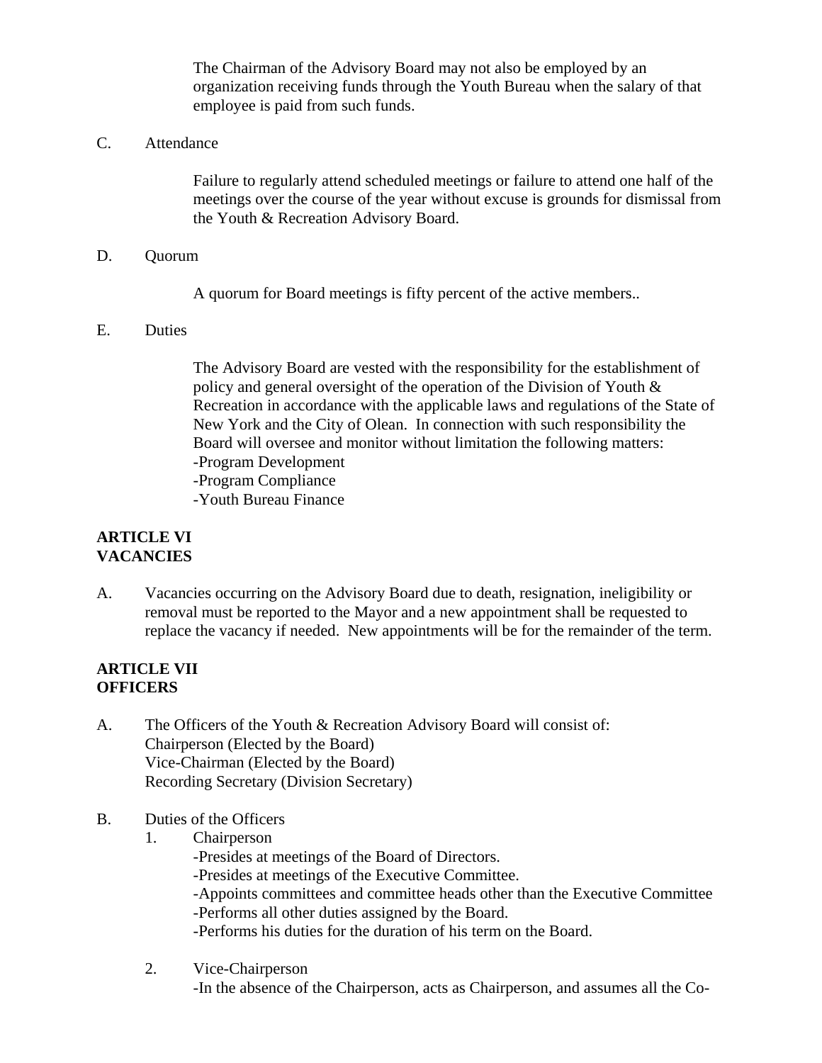The Chairman of the Advisory Board may not also be employed by an organization receiving funds through the Youth Bureau when the salary of that employee is paid from such funds.

C. Attendance

Failure to regularly attend scheduled meetings or failure to attend one half of the meetings over the course of the year without excuse is grounds for dismissal from the Youth & Recreation Advisory Board.

D. Quorum

A quorum for Board meetings is fifty percent of the active members..

E. Duties

The Advisory Board are vested with the responsibility for the establishment of policy and general oversight of the operation of the Division of Youth & Recreation in accordance with the applicable laws and regulations of the State of New York and the City of Olean. In connection with such responsibility the Board will oversee and monitor without limitation the following matters:
-Program Development
-Program Compliance
-Youth Bureau Finance

**ARTICLE VI**
**VACANCIES**

A. Vacancies occurring on the Advisory Board due to death, resignation, ineligibility or removal must be reported to the Mayor and a new appointment shall be requested to replace the vacancy if needed. New appointments will be for the remainder of the term.

**ARTICLE VII**
**OFFICERS**

A. The Officers of the Youth & Recreation Advisory Board will consist of:
Chairperson (Elected by the Board)
Vice-Chairman (Elected by the Board)
Recording Secretary (Division Secretary)

B. Duties of the Officers

1. Chairperson
   -Presides at meetings of the Board of Directors.
   -Presides at meetings of the Executive Committee.
   -Appoints committees and committee heads other than the Executive Committee
   -Performs all other duties assigned by the Board.
   -Performs his duties for the duration of his term on the Board.

2. Vice-Chairperson
   -In the absence of the Chairperson, acts as Chairperson, and assumes all the Co-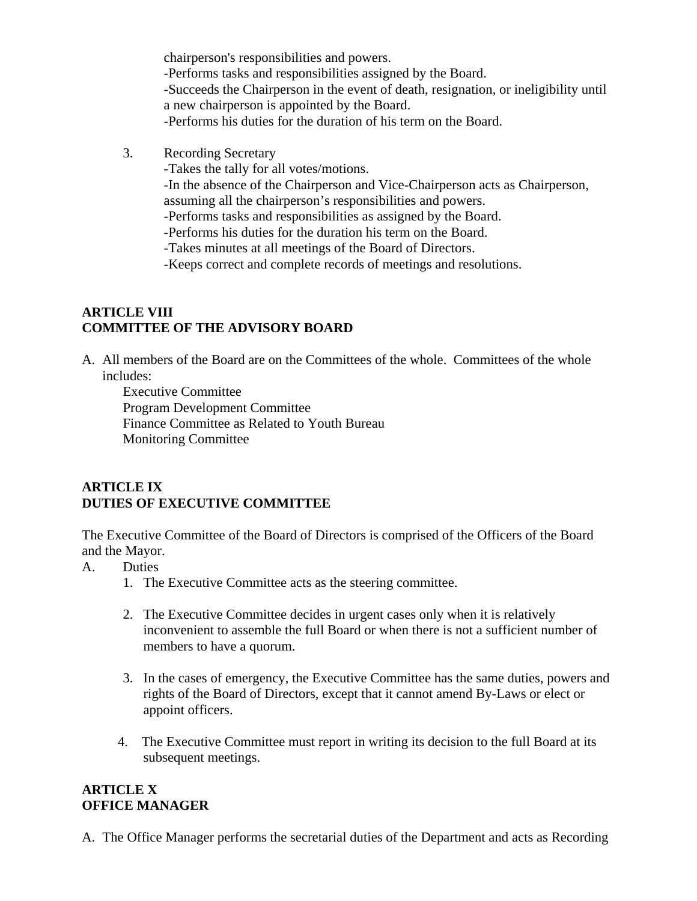chairperson's responsibilities and powers.
-Performs tasks and responsibilities assigned by the Board.
-Succeeds the Chairperson in the event of death, resignation, or ineligibility until a new chairperson is appointed by the Board.
-Performs his duties for the duration of his term on the Board.

3. Recording Secretary
-Takes the tally for all votes/motions.
-In the absence of the Chairperson and Vice-Chairperson acts as Chairperson, assuming all the chairperson's responsibilities and powers.
-Performs tasks and responsibilities as assigned by the Board.
-Performs his duties for the duration his term on the Board.
-Takes minutes at all meetings of the Board of Directors.
-Keeps correct and complete records of meetings and resolutions.

## ARTICLE VIII
## COMMITTEE OF THE ADVISORY BOARD

A. All members of the Board are on the Committees of the whole. Committees of the whole includes:
   Executive Committee
   Program Development Committee
   Finance Committee as Related to Youth Bureau
   Monitoring Committee

## ARTICLE IX
## DUTIES OF EXECUTIVE COMMITTEE

The Executive Committee of the Board of Directors is comprised of the Officers of the Board and the Mayor.

A. Duties
   1. The Executive Committee acts as the steering committee.
   2. The Executive Committee decides in urgent cases only when it is relatively inconvenient to assemble the full Board or when there is not a sufficient number of members to have a quorum.
   3. In the cases of emergency, the Executive Committee has the same duties, powers and rights of the Board of Directors, except that it cannot amend By-Laws or elect or appoint officers.
   4. The Executive Committee must report in writing its decision to the full Board at its subsequent meetings.

## ARTICLE X
## OFFICE MANAGER

A. The Office Manager performs the secretarial duties of the Department and acts as Recording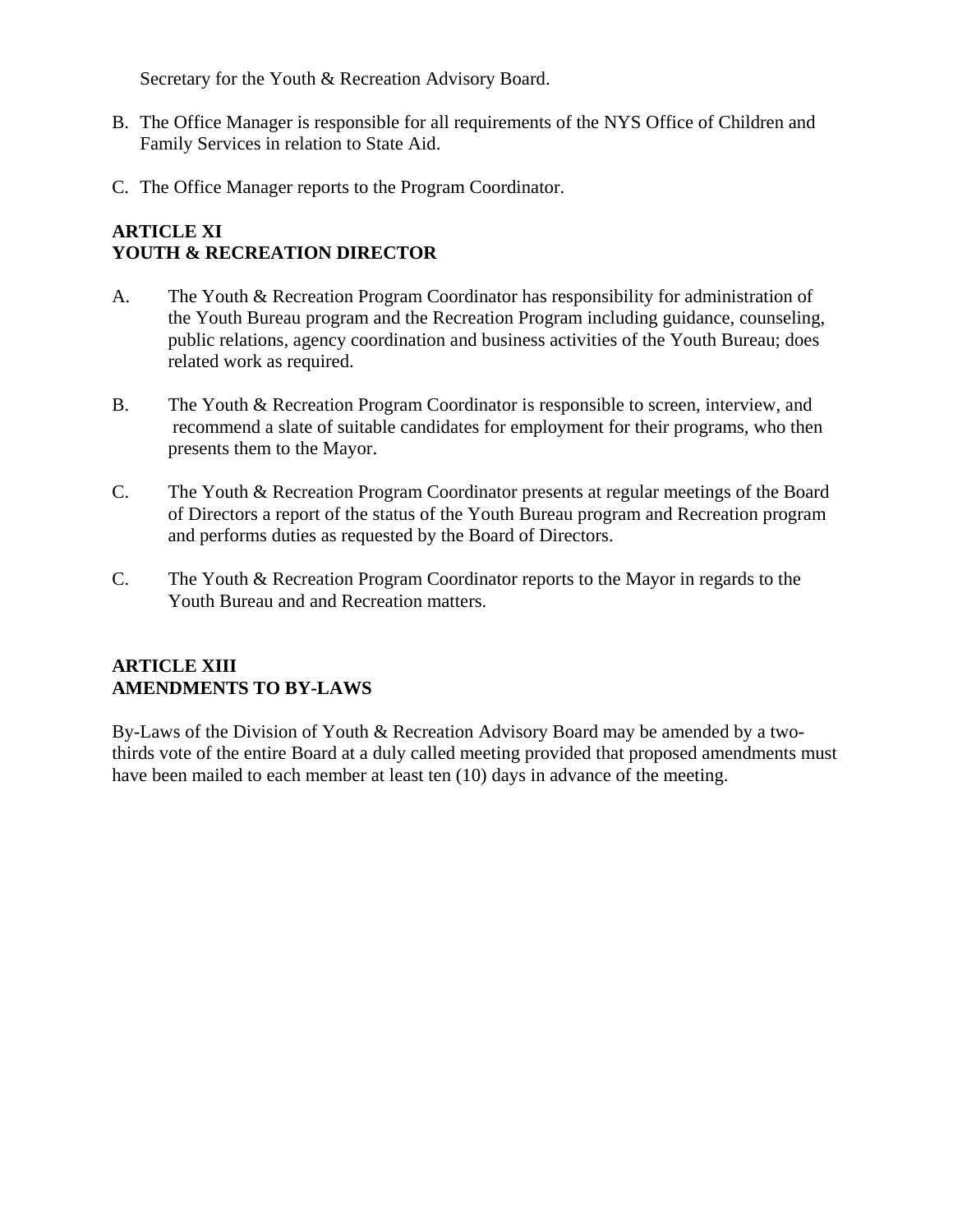Secretary for the Youth & Recreation Advisory Board.

B. The Office Manager is responsible for all requirements of the NYS Office of Children and Family Services in relation to State Aid.

C. The Office Manager reports to the Program Coordinator.

**ARTICLE XI**
**YOUTH & RECREATION DIRECTOR**

A. The Youth & Recreation Program Coordinator has responsibility for administration of the Youth Bureau program and the Recreation Program including guidance, counseling, public relations, agency coordination and business activities of the Youth Bureau; does related work as required.

B. The Youth & Recreation Program Coordinator is responsible to screen, interview, and recommend a slate of suitable candidates for employment for their programs, who then presents them to the Mayor.

C. The Youth & Recreation Program Coordinator presents at regular meetings of the Board of Directors a report of the status of the Youth Bureau program and Recreation program and performs duties as requested by the Board of Directors.

C. The Youth & Recreation Program Coordinator reports to the Mayor in regards to the Youth Bureau and and Recreation matters.

**ARTICLE XIII**
**AMENDMENTS TO BY-LAWS**

By-Laws of the Division of Youth & Recreation Advisory Board may be amended by a two-thirds vote of the entire Board at a duly called meeting provided that proposed amendments must have been mailed to each member at least ten (10) days in advance of the meeting.